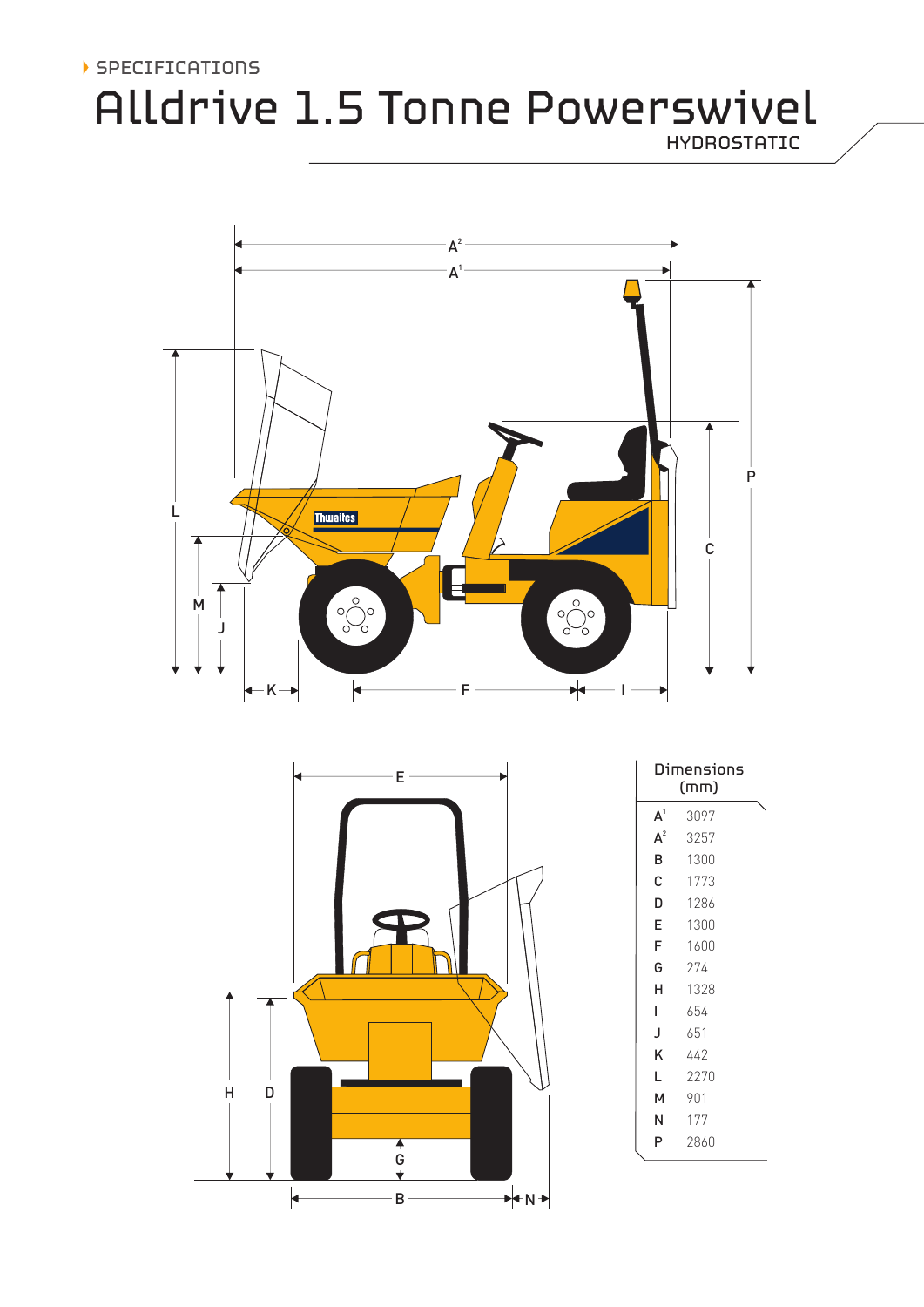SPECIFICATIONS

# Alldrive 1.5 Tonne Powerswivel

HYDROSTATIC

| Dimensions (mm) | |
|---|---|
| $A^1$ | 3097 |
| $A^2$ | 3257 |
| B | 1300 |
| C | 1773 |
| D | 1286 |
| E | 1300 |
| F | 1600 |
| G | 274 |
| H | 1328 |
| I | 654 |
| J | 651 |
| K | 442 |
| L | 2270 |
| M | 901 |
| N | 177 |
| P | 2860 |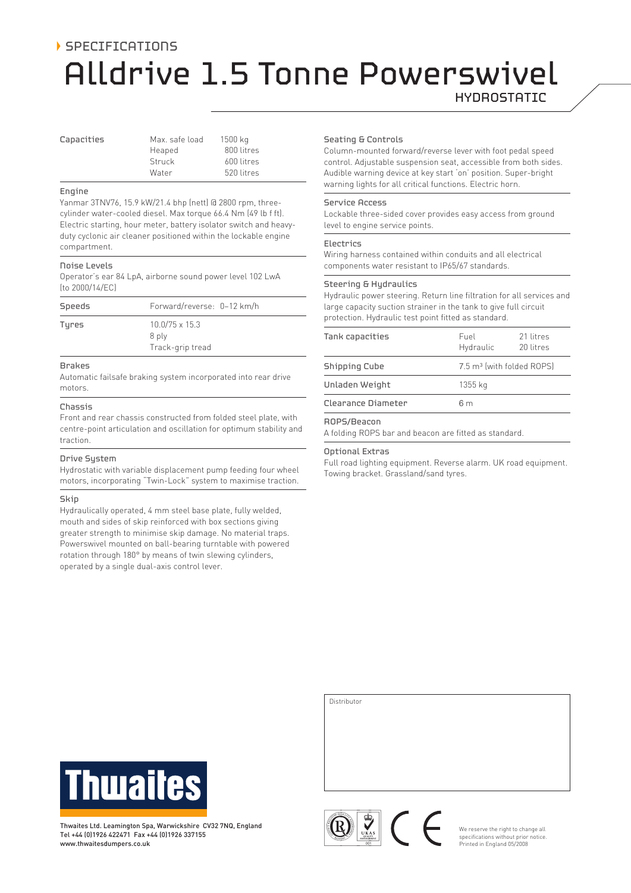SPECIFICATIONS

# Alldrive 1.5 Tonne Powerswivel

## HYDROSTATIC

### Capacities

| | | |
|---|---|---|
| Capacities | Max. safe load | 1500 kg |
| | Heaped | 800 litres |
| | Struck | 600 litres |
| | Water | 520 litres |

### Engine

Yanmar 3TNV76, 15.9 kW/21.4 bhp (nett) @ 2800 rpm, three-cylinder water-cooled diesel. Max torque 66.4 Nm (49 lb f ft). Electric starting, hour meter, battery isolator switch and heavy-duty cyclonic air cleaner positioned within the lockable engine compartment.

### Noise Levels

Operator's ear 84 LpA, airborne sound power level 102 LwA (to 2000/14/EC)

| | |
|---|---|
| Speeds | Forward/reverse: 0–12 km/h |
| Tyres | 10.0/75 x 15.3<br>8 ply<br>Track-grip tread |

### Brakes

Automatic failsafe braking system incorporated into rear drive motors.

### Chassis

Front and rear chassis constructed from folded steel plate, with centre-point articulation and oscillation for optimum stability and traction.

### Drive System

Hydrostatic with variable displacement pump feeding four wheel motors, incorporating "Twin-Lock" system to maximise traction.

### Skip

Hydraulically operated, 4 mm steel base plate, fully welded, mouth and sides of skip reinforced with box sections giving greater strength to minimise skip damage. No material traps. Powerswivel mounted on ball-bearing turntable with powered rotation through 180° by means of twin slewing cylinders, operated by a single dual-axis control lever.

### Seating & Controls

Column-mounted forward/reverse lever with foot pedal speed control. Adjustable suspension seat, accessible from both sides. Audible warning device at key start 'on' position. Super-bright warning lights for all critical functions. Electric horn.

### Service Access

Lockable three-sided cover provides easy access from ground level to engine service points.

### Electrics

Wiring harness contained within conduits and all electrical components water resistant to IP65/67 standards.

### Steering & Hydraulics

Hydraulic power steering. Return line filtration for all services and large capacity suction strainer in the tank to give full circuit protection. Hydraulic test point fitted as standard.

| | | |
|---|---|---|
| Tank capacities | Fuel | 21 litres |
| | Hydraulic | 20 litres |
| Shipping Cube | 7.5 m³ (with folded ROPS) | |
| Unladen Weight | 1355 kg | |
| Clearance Diameter | 6 m | |

### ROPS/Beacon

A folding ROPS bar and beacon are fitted as standard.

### Optional Extras

Full road lighting equipment. Reverse alarm. UK road equipment. Towing bracket. Grassland/sand tyres.

Distributor

Thwaites

Thwaites Ltd. Leamington Spa, Warwickshire CV32 7NQ, England
Tel +44 (0)1926 422471 Fax +44 (0)1926 337155
www.thwaitesdumpers.co.uk

We reserve the right to change all specifications without prior notice.
Printed in England 05/2008